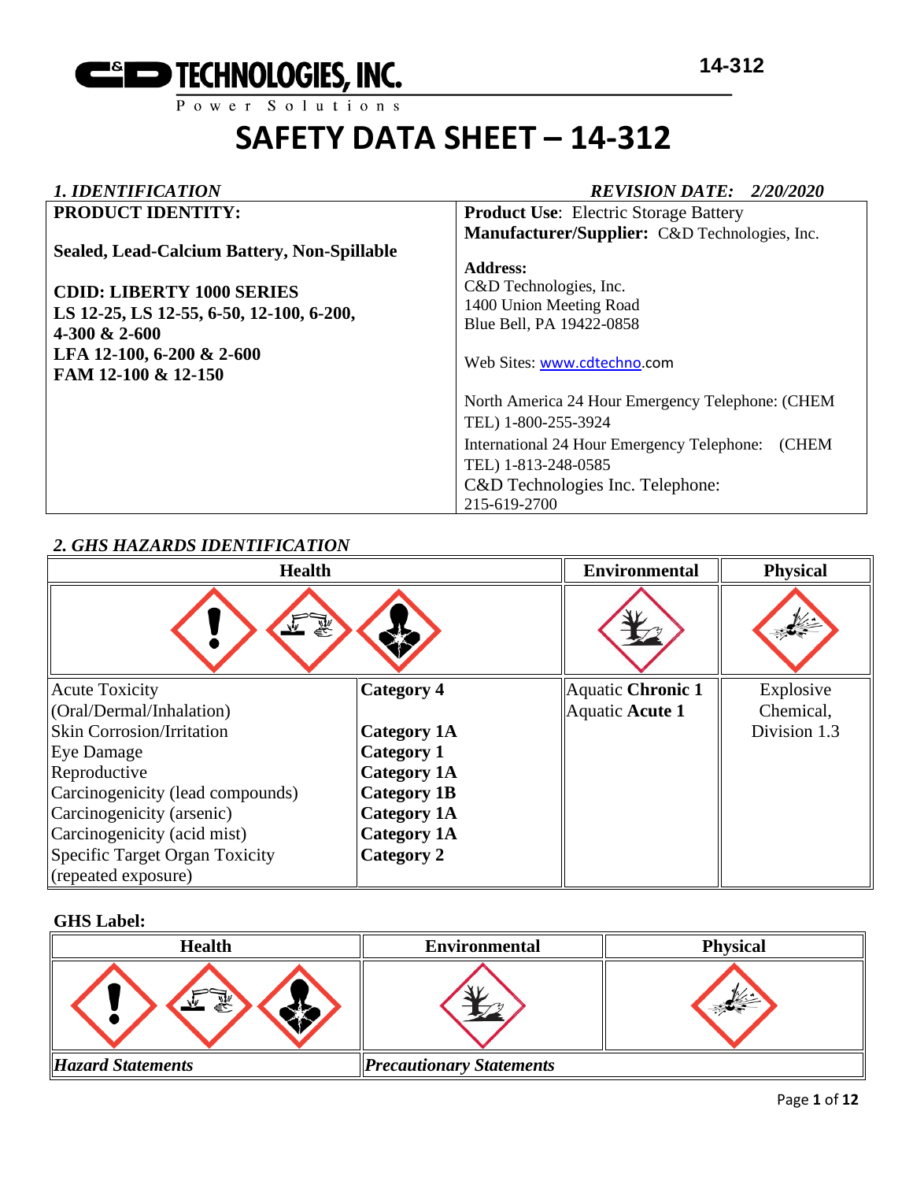# C&D TECHNOLOGIES, INC.

Power Solutions

14-312

# SAFETY DATA SHEET – 14-312

## *1. IDENTIFICATION*

***REVISION DATE: 2/20/2020***

| **PRODUCT IDENTITY:**<br><br>**Sealed, Lead-Calcium Battery, Non-Spillable**<br><br>**CDID: LIBERTY 1000 SERIES**<br>**LS 12-25, LS 12-55, 6-50, 12-100, 6-200, 4-300 & 2-600**<br>**LFA 12-100, 6-200 & 2-600**<br>**FAM 12-100 & 12-150** | **Product Use**: Electric Storage Battery<br>**Manufacturer/Supplier:** C&D Technologies, Inc.<br><br>**Address:**<br>C&D Technologies, Inc.<br>1400 Union Meeting Road<br>Blue Bell, PA 19422-0858<br><br>Web Sites: www.cdtechno.com<br><br>North America 24 Hour Emergency Telephone: (CHEM TEL) 1-800-255-3924<br>International 24 Hour Emergency Telephone: (CHEM TEL) 1-813-248-0585<br>C&D Technologies Inc. Telephone: 215-619-2700 |
|---|---|

## *2. GHS HAZARDS IDENTIFICATION*

| **Health** | | **Environmental** | **Physical** |
|---|---|---|---|
| Acute Toxicity (Oral/Dermal/Inhalation) | **Category 4** | Aquatic **Chronic 1** | Explosive Chemical, Division 1.3 |
| Skin Corrosion/Irritation | **Category 1A** | Aquatic **Acute 1** | |
| Eye Damage | **Category 1** | | |
| Reproductive | **Category 1A** | | |
| Carcinogenicity (lead compounds) | **Category 1B** | | |
| Carcinogenicity (arsenic) | **Category 1A** | | |
| Carcinogenicity (acid mist) | **Category 1A** | | |
| Specific Target Organ Toxicity (repeated exposure) | **Category 2** | | |

**GHS Label:**

| **Health** | **Environmental** | **Physical** |
|---|---|---|
| ***Hazard Statements*** | ***Precautionary Statements*** | |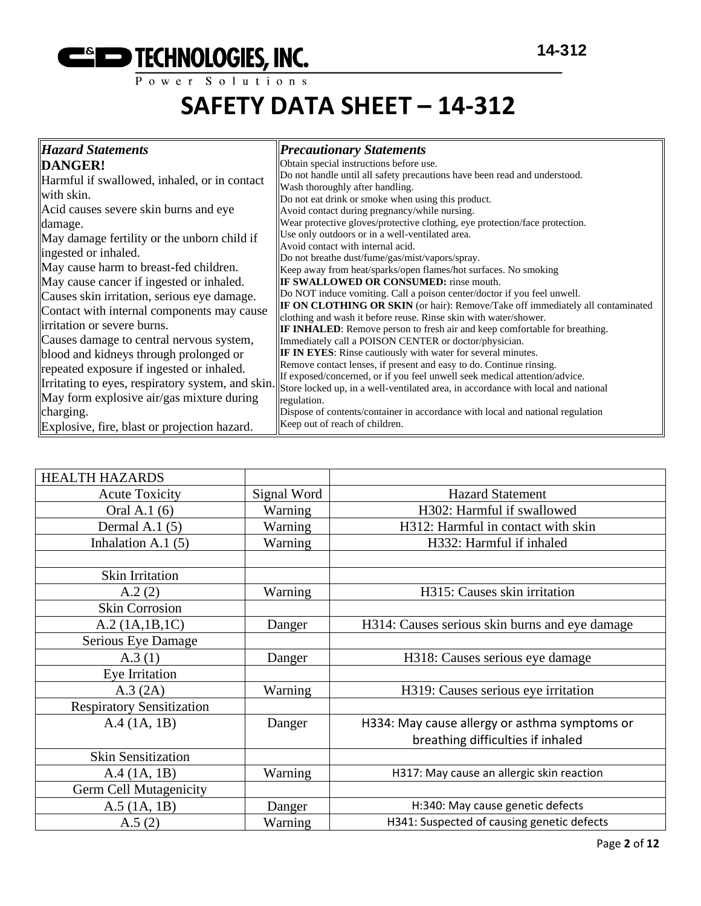# SAFETY DATA SHEET – 14-312

| *Hazard Statements* | *Precautionary Statements* |
|---|---|
| **DANGER!**<br>Harmful if swallowed, inhaled, or in contact with skin.<br>Acid causes severe skin burns and eye damage.<br>May damage fertility or the unborn child if ingested or inhaled.<br>May cause harm to breast-fed children.<br>May cause cancer if ingested or inhaled.<br>Causes skin irritation, serious eye damage.<br>Contact with internal components may cause irritation or severe burns.<br>Causes damage to central nervous system, blood and kidneys through prolonged or repeated exposure if ingested or inhaled.<br>Irritating to eyes, respiratory system, and skin.<br>May form explosive air/gas mixture during charging.<br>Explosive, fire, blast or projection hazard. | Obtain special instructions before use.<br>Do not handle until all safety precautions have been read and understood.<br>Wash thoroughly after handling.<br>Do not eat drink or smoke when using this product.<br>Avoid contact during pregnancy/while nursing.<br>Wear protective gloves/protective clothing, eye protection/face protection.<br>Use only outdoors or in a well-ventilated area.<br>Avoid contact with internal acid.<br>Do not breathe dust/fume/gas/mist/vapors/spray.<br>Keep away from heat/sparks/open flames/hot surfaces. No smoking<br>**IF SWALLOWED OR CONSUMED:** rinse mouth.<br>Do NOT induce vomiting. Call a poison center/doctor if you feel unwell.<br>**IF ON CLOTHING OR SKIN** (or hair): Remove/Take off immediately all contaminated clothing and wash it before reuse. Rinse skin with water/shower.<br>**IF INHALED**: Remove person to fresh air and keep comfortable for breathing.<br>Immediately call a POISON CENTER or doctor/physician.<br>**IF IN EYES**: Rinse cautiously with water for several minutes.<br>Remove contact lenses, if present and easy to do. Continue rinsing.<br>If exposed/concerned, or if you feel unwell seek medical attention/advice.<br>Store locked up, in a well-ventilated area, in accordance with local and national regulation.<br>Dispose of contents/container in accordance with local and national regulation<br>Keep out of reach of children. |

| HEALTH HAZARDS | | |
|---|---|---|
| Acute Toxicity | Signal Word | Hazard Statement |
| Oral A.1 (6) | Warning | H302: Harmful if swallowed |
| Dermal A.1 (5) | Warning | H312: Harmful in contact with skin |
| Inhalation A.1 (5) | Warning | H332: Harmful if inhaled |
| | | |
| Skin Irritation | | |
| A.2 (2) | Warning | H315: Causes skin irritation |
| Skin Corrosion | | |
| A.2 (1A,1B,1C) | Danger | H314: Causes serious skin burns and eye damage |
| Serious Eye Damage | | |
| A.3 (1) | Danger | H318: Causes serious eye damage |
| Eye Irritation | | |
| A.3 (2A) | Warning | H319: Causes serious eye irritation |
| Respiratory Sensitization | | |
| A.4 (1A, 1B) | Danger | H334: May cause allergy or asthma symptoms or breathing difficulties if inhaled |
| Skin Sensitization | | |
| A.4 (1A, 1B) | Warning | H317: May cause an allergic skin reaction |
| Germ Cell Mutagenicity | | |
| A.5 (1A, 1B) | Danger | H:340: May cause genetic defects |
| A.5 (2) | Warning | H341: Suspected of causing genetic defects |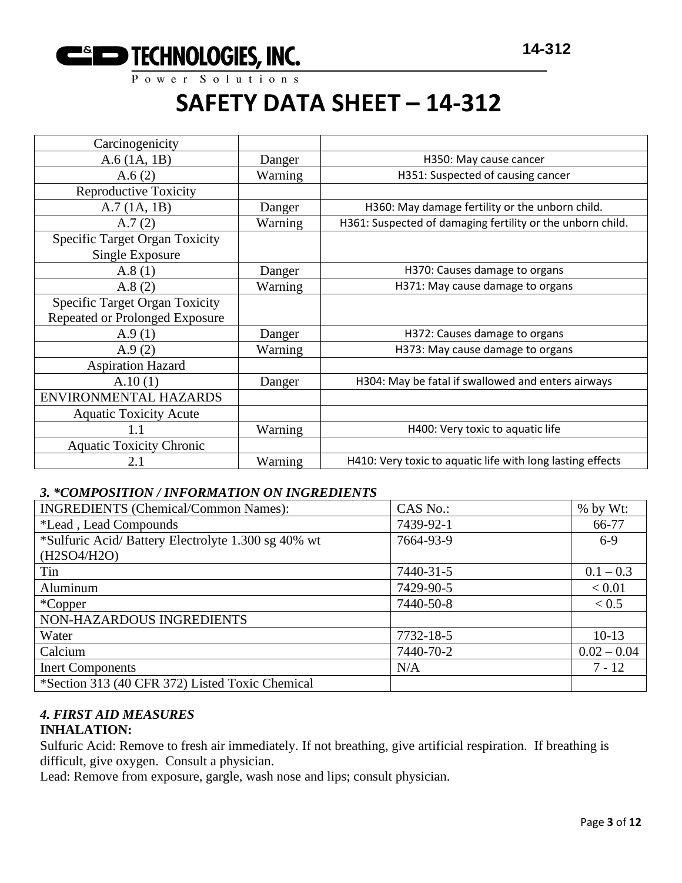# SAFETY DATA SHEET – 14-312

| | | |
|---|---|---|
| Carcinogenicity | | |
| A.6 (1A, 1B) | Danger | H350: May cause cancer |
| A.6 (2) | Warning | H351: Suspected of causing cancer |
| Reproductive Toxicity | | |
| A.7 (1A, 1B) | Danger | H360: May damage fertility or the unborn child. |
| A.7 (2) | Warning | H361: Suspected of damaging fertility or the unborn child. |
| Specific Target Organ Toxicity Single Exposure | | |
| A.8 (1) | Danger | H370: Causes damage to organs |
| A.8 (2) | Warning | H371: May cause damage to organs |
| Specific Target Organ Toxicity Repeated or Prolonged Exposure | | |
| A.9 (1) | Danger | H372: Causes damage to organs |
| A.9 (2) | Warning | H373: May cause damage to organs |
| Aspiration Hazard | | |
| A.10 (1) | Danger | H304: May be fatal if swallowed and enters airways |
| ENVIRONMENTAL HAZARDS | | |
| Aquatic Toxicity Acute | | |
| 1.1 | Warning | H400: Very toxic to aquatic life |
| Aquatic Toxicity Chronic | | |
| 2.1 | Warning | H410: Very toxic to aquatic life with long lasting effects |

### *3. *COMPOSITION / INFORMATION ON INGREDIENTS*

| INGREDIENTS (Chemical/Common Names): | CAS No.: | % by Wt: |
|---|---|---|
| *Lead , Lead Compounds | 7439-92-1 | 66-77 |
| *Sulfuric Acid/ Battery Electrolyte 1.300 sg 40% wt (H2SO4/H2O) | 7664-93-9 | 6-9 |
| Tin | 7440-31-5 | 0.1 – 0.3 |
| Aluminum | 7429-90-5 | < 0.01 |
| *Copper | 7440-50-8 | < 0.5 |
| NON-HAZARDOUS INGREDIENTS | | |
| Water | 7732-18-5 | 10-13 |
| Calcium | 7440-70-2 | 0.02 – 0.04 |
| Inert Components | N/A | 7 - 12 |
| *Section 313 (40 CFR 372) Listed Toxic Chemical | | |

### *4. FIRST AID MEASURES*

**INHALATION:**

Sulfuric Acid: Remove to fresh air immediately. If not breathing, give artificial respiration. If breathing is difficult, give oxygen. Consult a physician.

Lead: Remove from exposure, gargle, wash nose and lips; consult physician.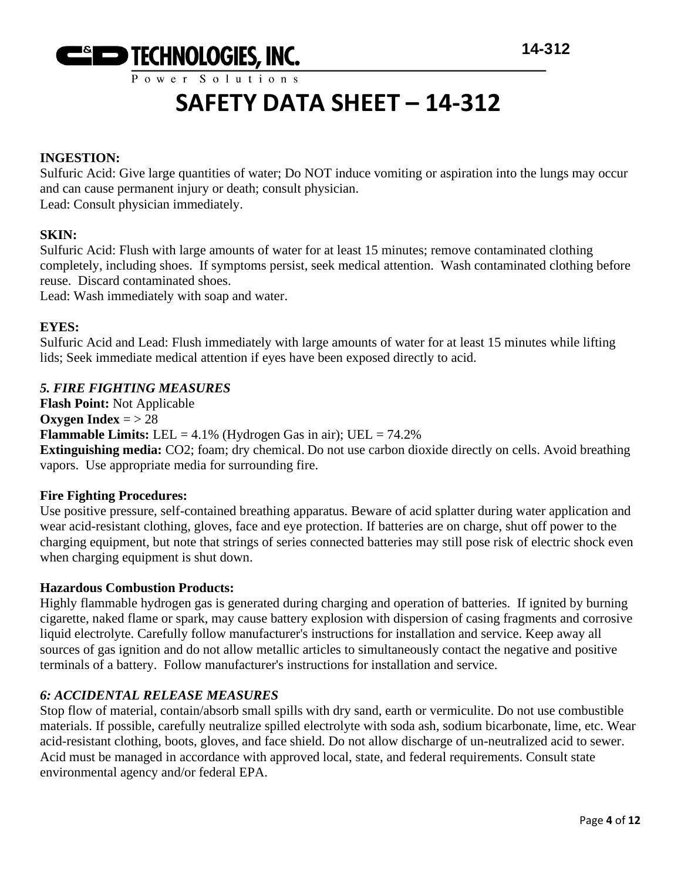**INGESTION:**

Sulfuric Acid: Give large quantities of water; Do NOT induce vomiting or aspiration into the lungs may occur and can cause permanent injury or death; consult physician.

Lead: Consult physician immediately.

**SKIN:**

Sulfuric Acid: Flush with large amounts of water for at least 15 minutes; remove contaminated clothing completely, including shoes. If symptoms persist, seek medical attention. Wash contaminated clothing before reuse. Discard contaminated shoes.

Lead: Wash immediately with soap and water.

**EYES:**

Sulfuric Acid and Lead: Flush immediately with large amounts of water for at least 15 minutes while lifting lids; Seek immediate medical attention if eyes have been exposed directly to acid.

### *5. FIRE FIGHTING MEASURES*

**Flash Point:** Not Applicable

**Oxygen Index** = > 28

**Flammable Limits:** LEL = 4.1% (Hydrogen Gas in air); UEL = 74.2%

**Extinguishing media:** $CO_2$; foam; dry chemical. Do not use carbon dioxide directly on cells. Avoid breathing vapors. Use appropriate media for surrounding fire.

**Fire Fighting Procedures:**

Use positive pressure, self-contained breathing apparatus. Beware of acid splatter during water application and wear acid-resistant clothing, gloves, face and eye protection. If batteries are on charge, shut off power to the charging equipment, but note that strings of series connected batteries may still pose risk of electric shock even when charging equipment is shut down.

**Hazardous Combustion Products:**

Highly flammable hydrogen gas is generated during charging and operation of batteries. If ignited by burning cigarette, naked flame or spark, may cause battery explosion with dispersion of casing fragments and corrosive liquid electrolyte. Carefully follow manufacturer's instructions for installation and service. Keep away all sources of gas ignition and do not allow metallic articles to simultaneously contact the negative and positive terminals of a battery. Follow manufacturer's instructions for installation and service.

### *6: ACCIDENTAL RELEASE MEASURES*

Stop flow of material, contain/absorb small spills with dry sand, earth or vermiculite. Do not use combustible materials. If possible, carefully neutralize spilled electrolyte with soda ash, sodium bicarbonate, lime, etc. Wear acid-resistant clothing, boots, gloves, and face shield. Do not allow discharge of un-neutralized acid to sewer. Acid must be managed in accordance with approved local, state, and federal requirements. Consult state environmental agency and/or federal EPA.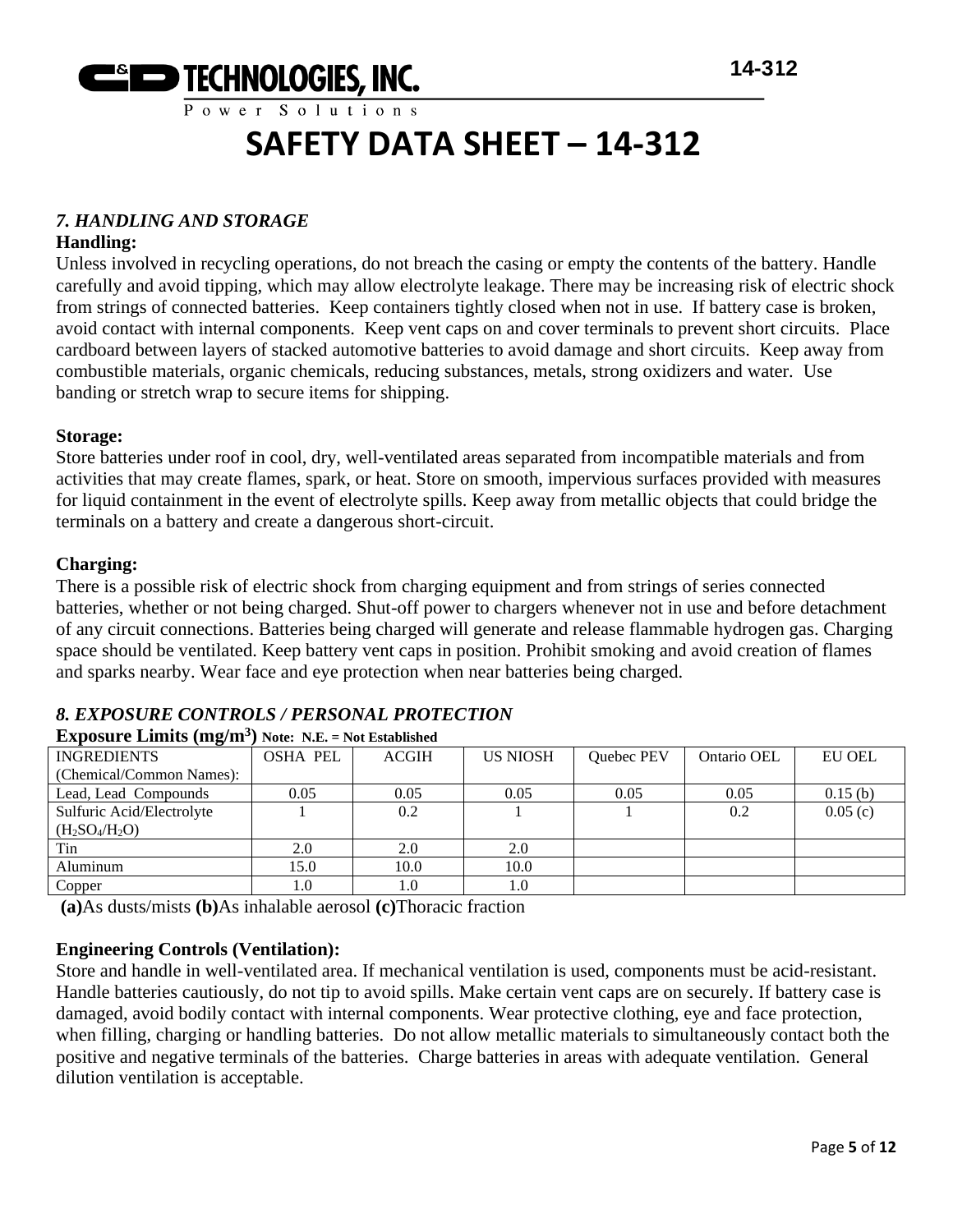# SAFETY DATA SHEET – 14-312

### *7. HANDLING AND STORAGE*

**Handling:**

Unless involved in recycling operations, do not breach the casing or empty the contents of the battery. Handle carefully and avoid tipping, which may allow electrolyte leakage. There may be increasing risk of electric shock from strings of connected batteries. Keep containers tightly closed when not in use. If battery case is broken, avoid contact with internal components. Keep vent caps on and cover terminals to prevent short circuits. Place cardboard between layers of stacked automotive batteries to avoid damage and short circuits. Keep away from combustible materials, organic chemicals, reducing substances, metals, strong oxidizers and water. Use banding or stretch wrap to secure items for shipping.

**Storage:**

Store batteries under roof in cool, dry, well-ventilated areas separated from incompatible materials and from activities that may create flames, spark, or heat. Store on smooth, impervious surfaces provided with measures for liquid containment in the event of electrolyte spills. Keep away from metallic objects that could bridge the terminals on a battery and create a dangerous short-circuit.

**Charging:**

There is a possible risk of electric shock from charging equipment and from strings of series connected batteries, whether or not being charged. Shut-off power to chargers whenever not in use and before detachment of any circuit connections. Batteries being charged will generate and release flammable hydrogen gas. Charging space should be ventilated. Keep battery vent caps in position. Prohibit smoking and avoid creation of flames and sparks nearby. Wear face and eye protection when near batteries being charged.

### *8. EXPOSURE CONTROLS / PERSONAL PROTECTION*

**Exposure Limits ($mg/m^3$)** **Note: N.E. = Not Established**

| INGREDIENTS (Chemical/Common Names): | OSHA PEL | ACGIH | US NIOSH | Quebec PEV | Ontario OEL | EU OEL |
|---|---|---|---|---|---|---|
| Lead, Lead Compounds | 0.05 | 0.05 | 0.05 | 0.05 | 0.05 | 0.15 (b) |
| Sulfuric Acid/Electrolyte ($H_2SO_4/H_2O$) | 1 | 0.2 | 1 | 1 | 0.2 | 0.05 (c) |
| Tin | 2.0 | 2.0 | 2.0 | | | |
| Aluminum | 15.0 | 10.0 | 10.0 | | | |
| Copper | 1.0 | 1.0 | 1.0 | | | |

**(a)**As dusts/mists **(b)**As inhalable aerosol **(c)**Thoracic fraction

**Engineering Controls (Ventilation):**

Store and handle in well-ventilated area. If mechanical ventilation is used, components must be acid-resistant. Handle batteries cautiously, do not tip to avoid spills. Make certain vent caps are on securely. If battery case is damaged, avoid bodily contact with internal components. Wear protective clothing, eye and face protection, when filling, charging or handling batteries. Do not allow metallic materials to simultaneously contact both the positive and negative terminals of the batteries. Charge batteries in areas with adequate ventilation. General dilution ventilation is acceptable.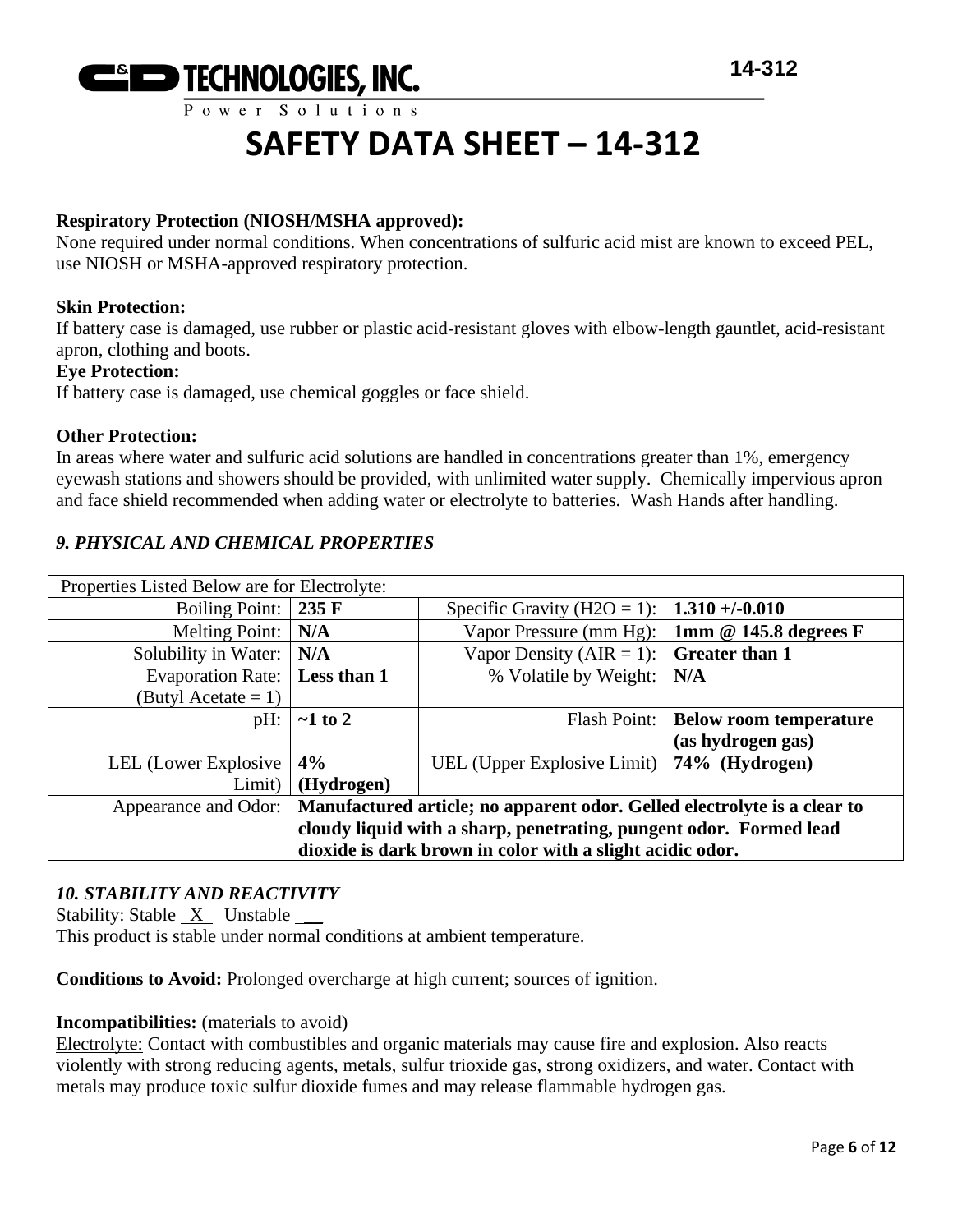**Respiratory Protection (NIOSH/MSHA approved):**
None required under normal conditions. When concentrations of sulfuric acid mist are known to exceed PEL, use NIOSH or MSHA-approved respiratory protection.

**Skin Protection:**
If battery case is damaged, use rubber or plastic acid-resistant gloves with elbow-length gauntlet, acid-resistant apron, clothing and boots.

**Eye Protection:**
If battery case is damaged, use chemical goggles or face shield.

**Other Protection:**
In areas where water and sulfuric acid solutions are handled in concentrations greater than 1%, emergency eyewash stations and showers should be provided, with unlimited water supply. Chemically impervious apron and face shield recommended when adding water or electrolyte to batteries. Wash Hands after handling.

## *9. PHYSICAL AND CHEMICAL PROPERTIES*

| Properties Listed Below are for Electrolyte: | | | |
|---|---|---|---|
| Boiling Point: | **235 F** | Specific Gravity ($H_2O$ = 1): | **1.310 +/-0.010** |
| Melting Point: | **N/A** | Vapor Pressure (mm Hg): | **1mm @ 145.8 degrees F** |
| Solubility in Water: | **N/A** | Vapor Density (AIR = 1): | **Greater than 1** |
| Evaporation Rate: (Butyl Acetate = 1) | **Less than 1** | % Volatile by Weight: | **N/A** |
| pH: | **~1 to 2** | Flash Point: | **Below room temperature (as hydrogen gas)** |
| LEL (Lower Explosive Limit) | **4% (Hydrogen)** | UEL (Upper Explosive Limit) | **74% (Hydrogen)** |
| Appearance and Odor: | **Manufactured article; no apparent odor. Gelled electrolyte is a clear to cloudy liquid with a sharp, penetrating, pungent odor. Formed lead dioxide is dark brown in color with a slight acidic odor.** | | |

## *10. STABILITY AND REACTIVITY*

Stability: Stable _X_ Unstable __
This product is stable under normal conditions at ambient temperature.

**Conditions to Avoid:** Prolonged overcharge at high current; sources of ignition.

**Incompatibilities:** (materials to avoid)
Electrolyte: Contact with combustibles and organic materials may cause fire and explosion. Also reacts violently with strong reducing agents, metals, sulfur trioxide gas, strong oxidizers, and water. Contact with metals may produce toxic sulfur dioxide fumes and may release flammable hydrogen gas.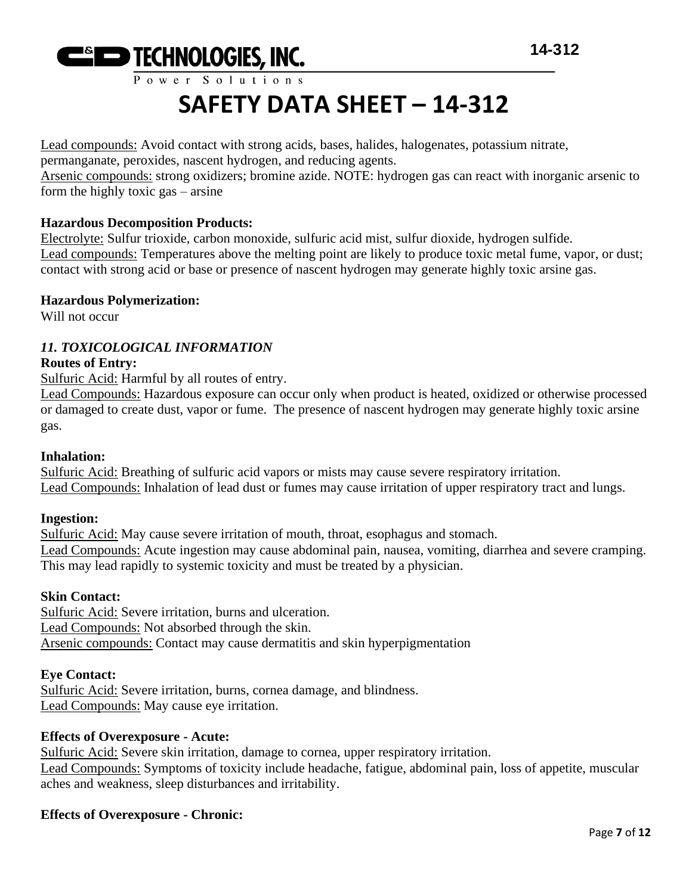Lead compounds: Avoid contact with strong acids, bases, halides, halogenates, potassium nitrate, permanganate, peroxides, nascent hydrogen, and reducing agents.
Arsenic compounds: strong oxidizers; bromine azide. NOTE: hydrogen gas can react with inorganic arsenic to form the highly toxic gas – arsine

**Hazardous Decomposition Products:**
Electrolyte: Sulfur trioxide, carbon monoxide, sulfuric acid mist, sulfur dioxide, hydrogen sulfide.
Lead compounds: Temperatures above the melting point are likely to produce toxic metal fume, vapor, or dust; contact with strong acid or base or presence of nascent hydrogen may generate highly toxic arsine gas.

**Hazardous Polymerization:**
Will not occur

## *11. TOXICOLOGICAL INFORMATION*

**Routes of Entry:**
Sulfuric Acid: Harmful by all routes of entry.
Lead Compounds: Hazardous exposure can occur only when product is heated, oxidized or otherwise processed or damaged to create dust, vapor or fume. The presence of nascent hydrogen may generate highly toxic arsine gas.

**Inhalation:**
Sulfuric Acid: Breathing of sulfuric acid vapors or mists may cause severe respiratory irritation.
Lead Compounds: Inhalation of lead dust or fumes may cause irritation of upper respiratory tract and lungs.

**Ingestion:**
Sulfuric Acid: May cause severe irritation of mouth, throat, esophagus and stomach.
Lead Compounds: Acute ingestion may cause abdominal pain, nausea, vomiting, diarrhea and severe cramping. This may lead rapidly to systemic toxicity and must be treated by a physician.

**Skin Contact:**
Sulfuric Acid: Severe irritation, burns and ulceration.
Lead Compounds: Not absorbed through the skin.
Arsenic compounds: Contact may cause dermatitis and skin hyperpigmentation

**Eye Contact:**
Sulfuric Acid: Severe irritation, burns, cornea damage, and blindness.
Lead Compounds: May cause eye irritation.

**Effects of Overexposure - Acute:**
Sulfuric Acid: Severe skin irritation, damage to cornea, upper respiratory irritation.
Lead Compounds: Symptoms of toxicity include headache, fatigue, abdominal pain, loss of appetite, muscular aches and weakness, sleep disturbances and irritability.

**Effects of Overexposure - Chronic:**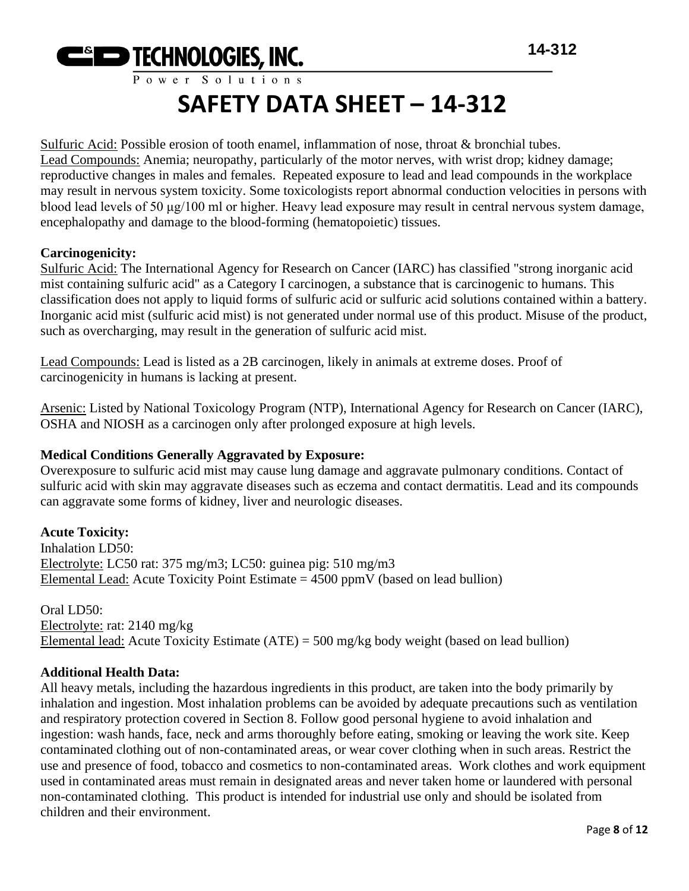Sulfuric Acid: Possible erosion of tooth enamel, inflammation of nose, throat & bronchial tubes.
Lead Compounds: Anemia; neuropathy, particularly of the motor nerves, with wrist drop; kidney damage; reproductive changes in males and females. Repeated exposure to lead and lead compounds in the workplace may result in nervous system toxicity. Some toxicologists report abnormal conduction velocities in persons with blood lead levels of 50 μg/100 ml or higher. Heavy lead exposure may result in central nervous system damage, encephalopathy and damage to the blood-forming (hematopoietic) tissues.

**Carcinogenicity:**
Sulfuric Acid: The International Agency for Research on Cancer (IARC) has classified "strong inorganic acid mist containing sulfuric acid" as a Category I carcinogen, a substance that is carcinogenic to humans. This classification does not apply to liquid forms of sulfuric acid or sulfuric acid solutions contained within a battery. Inorganic acid mist (sulfuric acid mist) is not generated under normal use of this product. Misuse of the product, such as overcharging, may result in the generation of sulfuric acid mist.

Lead Compounds: Lead is listed as a 2B carcinogen, likely in animals at extreme doses. Proof of carcinogenicity in humans is lacking at present.

Arsenic: Listed by National Toxicology Program (NTP), International Agency for Research on Cancer (IARC), OSHA and NIOSH as a carcinogen only after prolonged exposure at high levels.

**Medical Conditions Generally Aggravated by Exposure:**
Overexposure to sulfuric acid mist may cause lung damage and aggravate pulmonary conditions. Contact of sulfuric acid with skin may aggravate diseases such as eczema and contact dermatitis. Lead and its compounds can aggravate some forms of kidney, liver and neurologic diseases.

**Acute Toxicity:**
Inhalation LD50:
Electrolyte: LC50 rat: 375 mg/m3; LC50: guinea pig: 510 mg/m3
Elemental Lead: Acute Toxicity Point Estimate = 4500 ppmV (based on lead bullion)

Oral LD50:
Electrolyte: rat: 2140 mg/kg
Elemental lead: Acute Toxicity Estimate (ATE) = 500 mg/kg body weight (based on lead bullion)

**Additional Health Data:**
All heavy metals, including the hazardous ingredients in this product, are taken into the body primarily by inhalation and ingestion. Most inhalation problems can be avoided by adequate precautions such as ventilation and respiratory protection covered in Section 8. Follow good personal hygiene to avoid inhalation and ingestion: wash hands, face, neck and arms thoroughly before eating, smoking or leaving the work site. Keep contaminated clothing out of non-contaminated areas, or wear cover clothing when in such areas. Restrict the use and presence of food, tobacco and cosmetics to non-contaminated areas. Work clothes and work equipment used in contaminated areas must remain in designated areas and never taken home or laundered with personal non-contaminated clothing. This product is intended for industrial use only and should be isolated from children and their environment.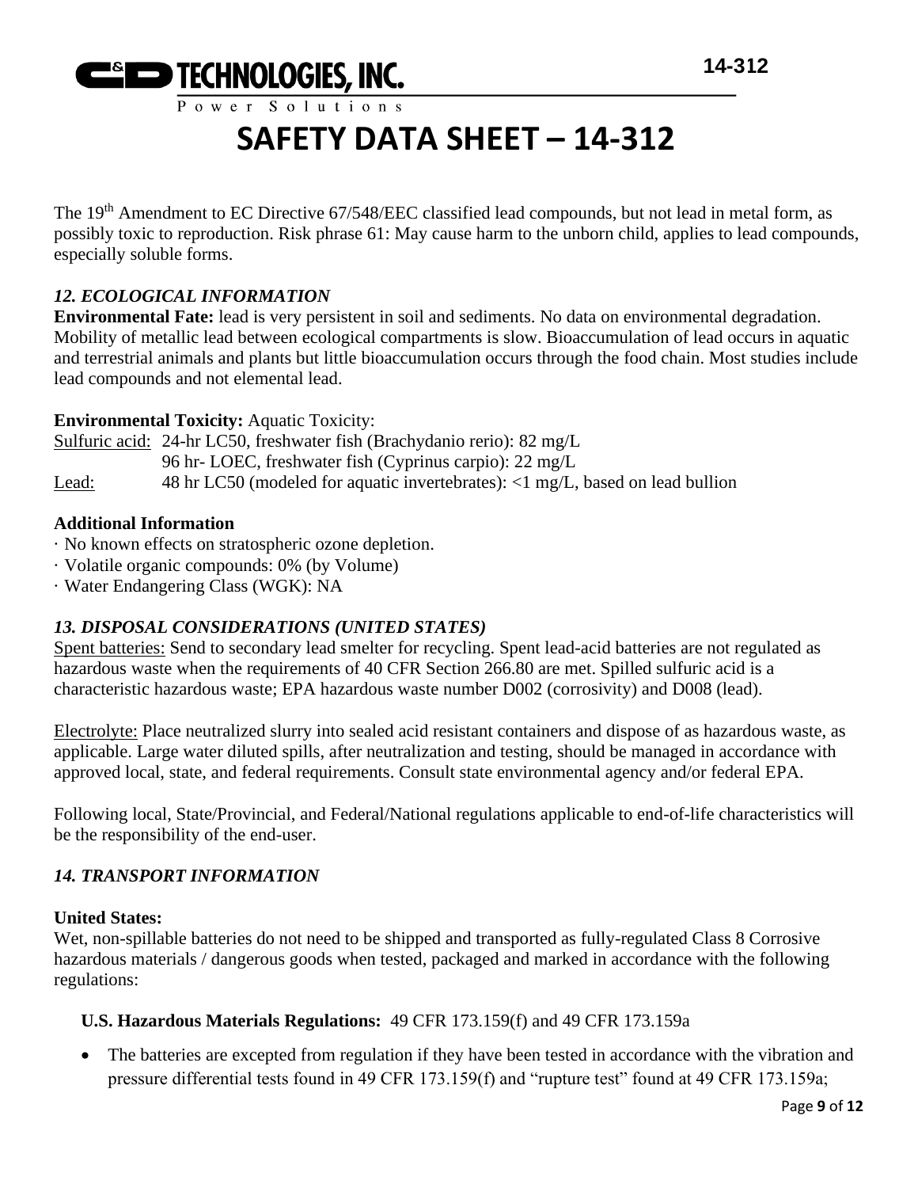The 19th Amendment to EC Directive 67/548/EEC classified lead compounds, but not lead in metal form, as possibly toxic to reproduction. Risk phrase 61: May cause harm to the unborn child, applies to lead compounds, especially soluble forms.

### *12. ECOLOGICAL INFORMATION*

**Environmental Fate:** lead is very persistent in soil and sediments. No data on environmental degradation. Mobility of metallic lead between ecological compartments is slow. Bioaccumulation of lead occurs in aquatic and terrestrial animals and plants but little bioaccumulation occurs through the food chain. Most studies include lead compounds and not elemental lead.

**Environmental Toxicity:** Aquatic Toxicity:

Sulfuric acid: 24-hr LC50, freshwater fish (Brachydanio rerio): 82 mg/L
96 hr- LOEC, freshwater fish (Cyprinus carpio): 22 mg/L

Lead: 48 hr LC50 (modeled for aquatic invertebrates): <1 mg/L, based on lead bullion

**Additional Information**

- No known effects on stratospheric ozone depletion.
- Volatile organic compounds: 0% (by Volume)
- Water Endangering Class (WGK): NA

### *13. DISPOSAL CONSIDERATIONS (UNITED STATES)*

Spent batteries: Send to secondary lead smelter for recycling. Spent lead-acid batteries are not regulated as hazardous waste when the requirements of 40 CFR Section 266.80 are met. Spilled sulfuric acid is a characteristic hazardous waste; EPA hazardous waste number D002 (corrosivity) and D008 (lead).

Electrolyte: Place neutralized slurry into sealed acid resistant containers and dispose of as hazardous waste, as applicable. Large water diluted spills, after neutralization and testing, should be managed in accordance with approved local, state, and federal requirements. Consult state environmental agency and/or federal EPA.

Following local, State/Provincial, and Federal/National regulations applicable to end-of-life characteristics will be the responsibility of the end-user.

### *14. TRANSPORT INFORMATION*

**United States:**

Wet, non-spillable batteries do not need to be shipped and transported as fully-regulated Class 8 Corrosive hazardous materials / dangerous goods when tested, packaged and marked in accordance with the following regulations:

**U.S. Hazardous Materials Regulations:** 49 CFR 173.159(f) and 49 CFR 173.159a

- The batteries are excepted from regulation if they have been tested in accordance with the vibration and pressure differential tests found in 49 CFR 173.159(f) and "rupture test" found at 49 CFR 173.159a;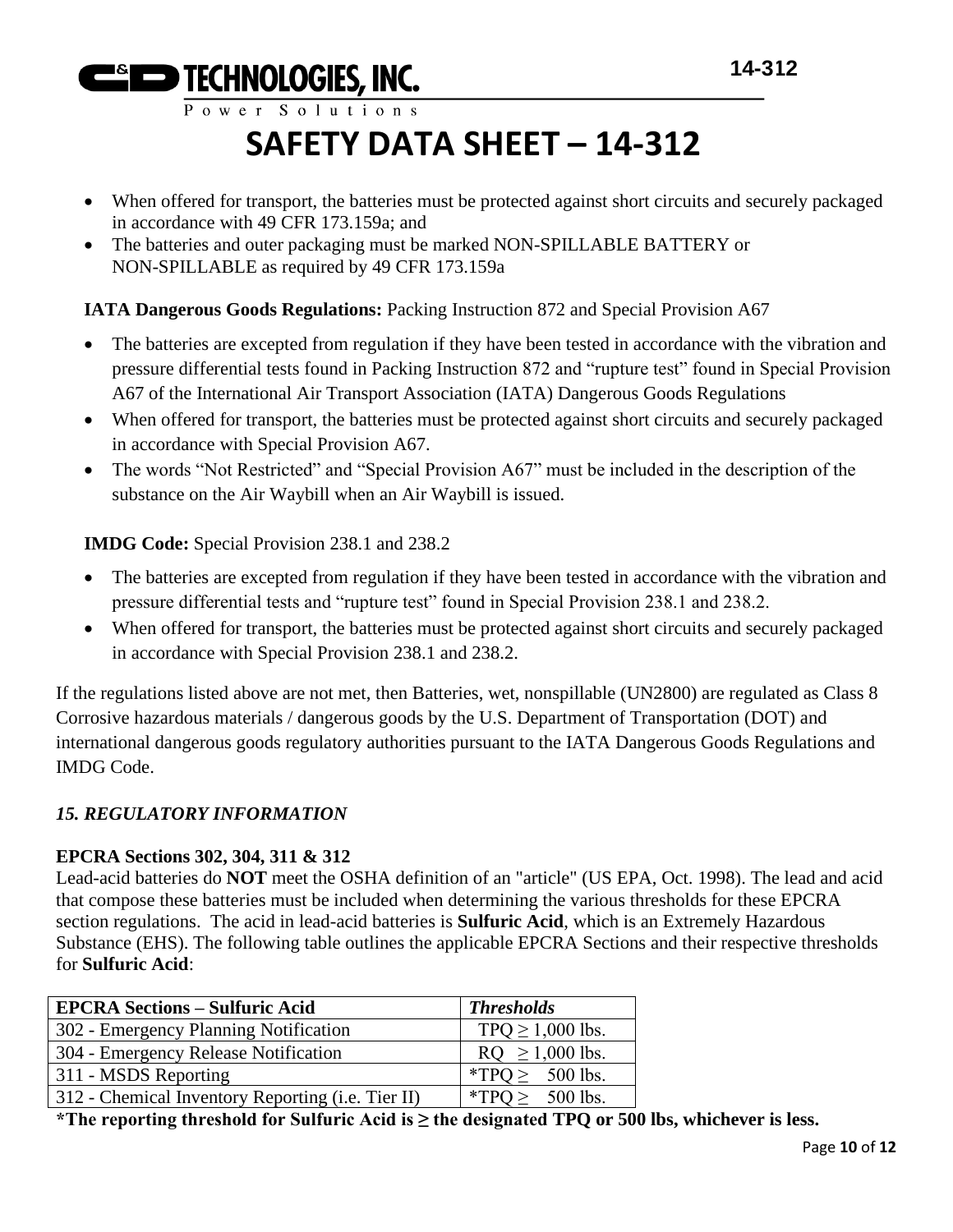- When offered for transport, the batteries must be protected against short circuits and securely packaged in accordance with 49 CFR 173.159a; and
- The batteries and outer packaging must be marked NON-SPILLABLE BATTERY or NON-SPILLABLE as required by 49 CFR 173.159a

**IATA Dangerous Goods Regulations:** Packing Instruction 872 and Special Provision A67

- The batteries are excepted from regulation if they have been tested in accordance with the vibration and pressure differential tests found in Packing Instruction 872 and "rupture test" found in Special Provision A67 of the International Air Transport Association (IATA) Dangerous Goods Regulations
- When offered for transport, the batteries must be protected against short circuits and securely packaged in accordance with Special Provision A67.
- The words "Not Restricted" and "Special Provision A67" must be included in the description of the substance on the Air Waybill when an Air Waybill is issued.

**IMDG Code:** Special Provision 238.1 and 238.2

- The batteries are excepted from regulation if they have been tested in accordance with the vibration and pressure differential tests and "rupture test" found in Special Provision 238.1 and 238.2.
- When offered for transport, the batteries must be protected against short circuits and securely packaged in accordance with Special Provision 238.1 and 238.2.

If the regulations listed above are not met, then Batteries, wet, nonspillable (UN2800) are regulated as Class 8 Corrosive hazardous materials / dangerous goods by the U.S. Department of Transportation (DOT) and international dangerous goods regulatory authorities pursuant to the IATA Dangerous Goods Regulations and IMDG Code.

## *15. REGULATORY INFORMATION*

**EPCRA Sections 302, 304, 311 & 312**

Lead-acid batteries do **NOT** meet the OSHA definition of an "article" (US EPA, Oct. 1998). The lead and acid that compose these batteries must be included when determining the various thresholds for these EPCRA section regulations. The acid in lead-acid batteries is **Sulfuric Acid**, which is an Extremely Hazardous Substance (EHS). The following table outlines the applicable EPCRA Sections and their respective thresholds for **Sulfuric Acid**:

| **EPCRA Sections – Sulfuric Acid** | ***Thresholds*** |
|---|---|
| 302 - Emergency Planning Notification | TPQ ≥ 1,000 lbs. |
| 304 - Emergency Release Notification | RQ ≥ 1,000 lbs. |
| 311 - MSDS Reporting | *TPQ ≥ 500 lbs. |
| 312 - Chemical Inventory Reporting (i.e. Tier II) | *TPQ ≥ 500 lbs. |

**\*The reporting threshold for Sulfuric Acid is ≥ the designated TPQ or 500 lbs, whichever is less.**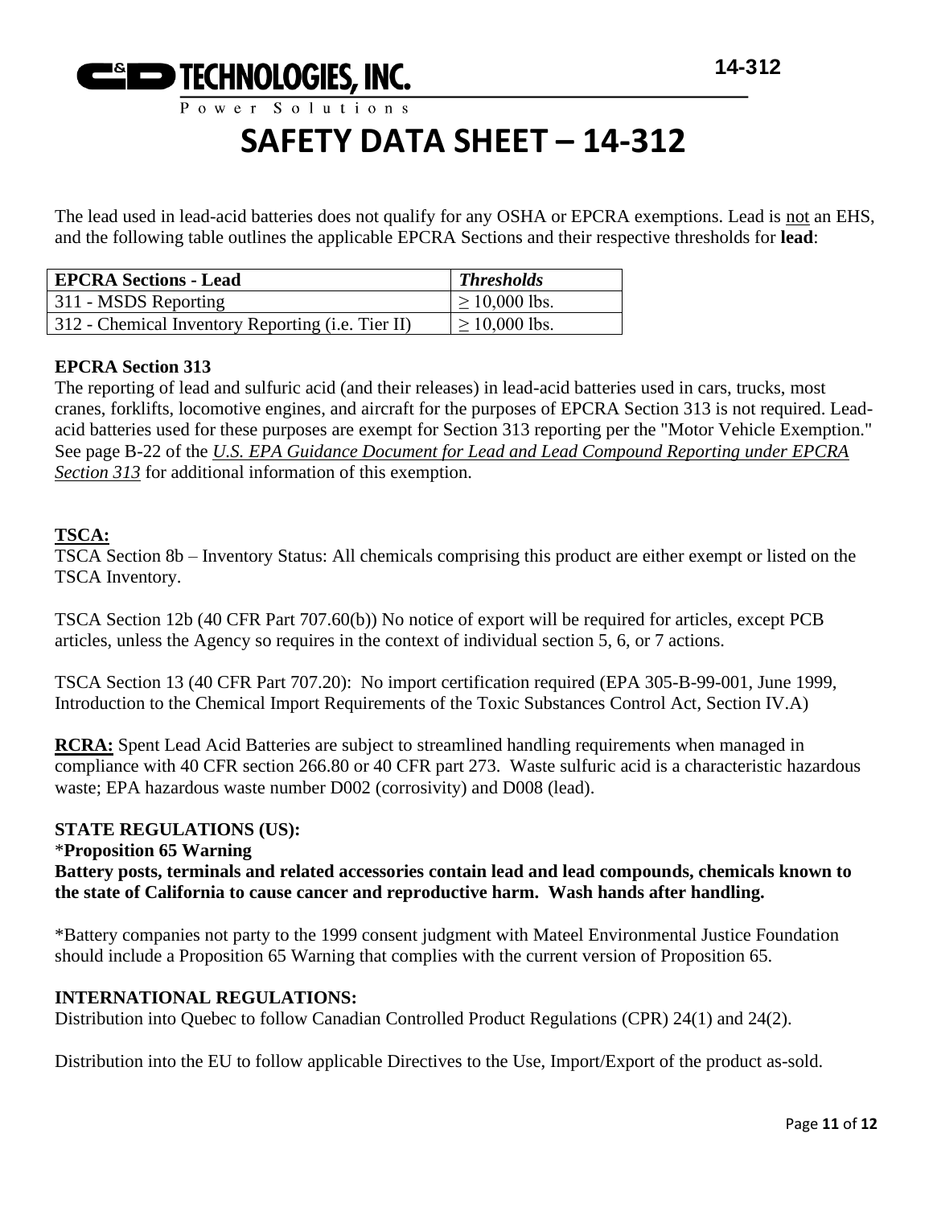The lead used in lead-acid batteries does not qualify for any OSHA or EPCRA exemptions. Lead is not an EHS, and the following table outlines the applicable EPCRA Sections and their respective thresholds for **lead**:

| **EPCRA Sections - Lead** | ***Thresholds*** |
| --- | --- |
| 311 - MSDS Reporting | ≥ 10,000 lbs. |
| 312 - Chemical Inventory Reporting (i.e. Tier II) | ≥ 10,000 lbs. |

**EPCRA Section 313**

The reporting of lead and sulfuric acid (and their releases) in lead-acid batteries used in cars, trucks, most cranes, forklifts, locomotive engines, and aircraft for the purposes of EPCRA Section 313 is not required. Lead-acid batteries used for these purposes are exempt for Section 313 reporting per the "Motor Vehicle Exemption." See page B-22 of the *U.S. EPA Guidance Document for Lead and Lead Compound Reporting under EPCRA Section 313* for additional information of this exemption.

**TSCA:**

TSCA Section 8b – Inventory Status: All chemicals comprising this product are either exempt or listed on the TSCA Inventory.

TSCA Section 12b (40 CFR Part 707.60(b)) No notice of export will be required for articles, except PCB articles, unless the Agency so requires in the context of individual section 5, 6, or 7 actions.

TSCA Section 13 (40 CFR Part 707.20): No import certification required (EPA 305-B-99-001, June 1999, Introduction to the Chemical Import Requirements of the Toxic Substances Control Act, Section IV.A)

**RCRA:** Spent Lead Acid Batteries are subject to streamlined handling requirements when managed in compliance with 40 CFR section 266.80 or 40 CFR part 273. Waste sulfuric acid is a characteristic hazardous waste; EPA hazardous waste number D002 (corrosivity) and D008 (lead).

**STATE REGULATIONS (US):**

\***Proposition 65 Warning**

**Battery posts, terminals and related accessories contain lead and lead compounds, chemicals known to the state of California to cause cancer and reproductive harm. Wash hands after handling.**

\*Battery companies not party to the 1999 consent judgment with Mateel Environmental Justice Foundation should include a Proposition 65 Warning that complies with the current version of Proposition 65.

**INTERNATIONAL REGULATIONS:**

Distribution into Quebec to follow Canadian Controlled Product Regulations (CPR) 24(1) and 24(2).

Distribution into the EU to follow applicable Directives to the Use, Import/Export of the product as-sold.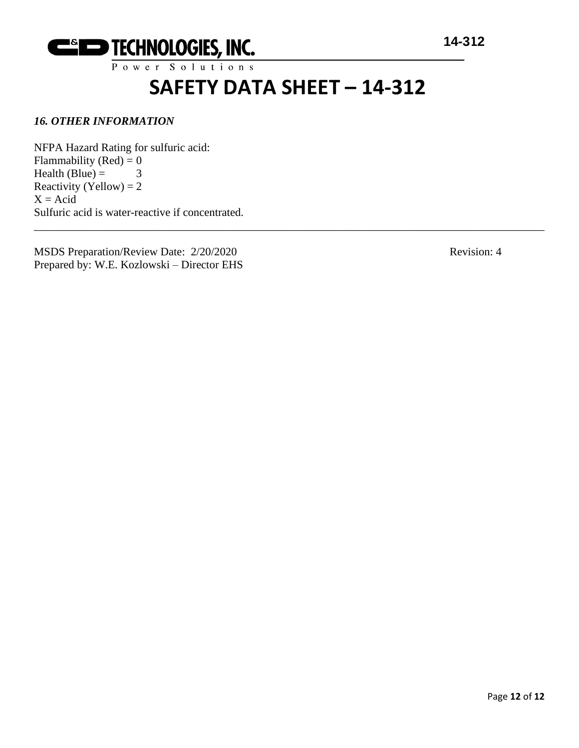# SAFETY DATA SHEET – 14-312

### *16. OTHER INFORMATION*

NFPA Hazard Rating for sulfuric acid:
Flammability (Red) = 0
Health (Blue) = 3
Reactivity (Yellow) = 2
X = Acid
Sulfuric acid is water-reactive if concentrated.

---

MSDS Preparation/Review Date: 2/20/2020 Revision: 4
Prepared by: W.E. Kozlowski – Director EHS